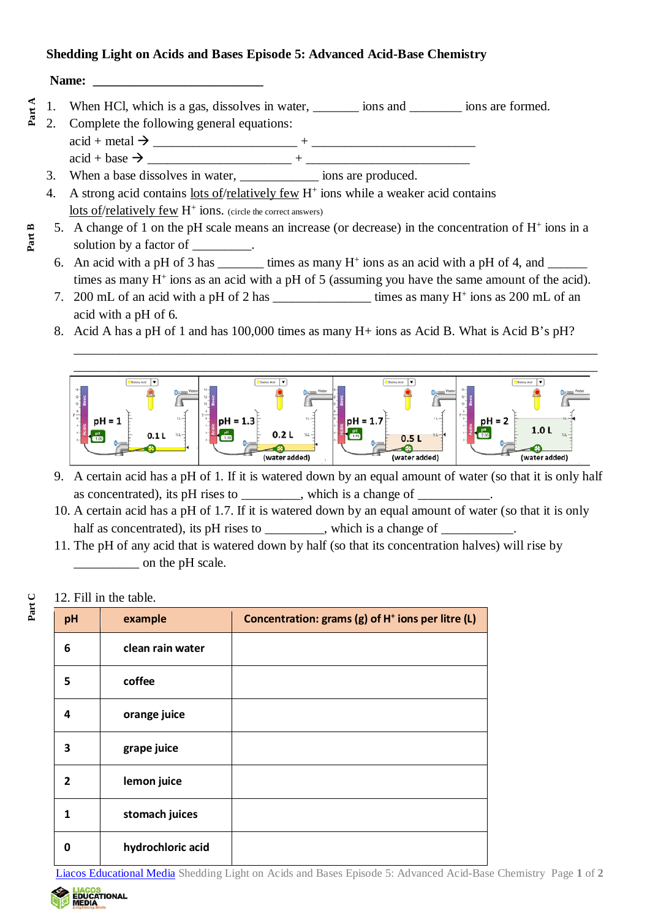**Shedding Light on Acids and Bases Episode 5: Advanced Acid-Base Chemistry**

**Name:** ___________________________

Part A

1. When HCl, which is a gas, dissolves in water, _______ ions and ________ ions are formed.
2. Complete the following general equations:
   acid + metal → ______________________ + _________________________
   acid + base → ______________________ + _________________________
3. When a base dissolves in water, ____________ ions are produced.
4. A strong acid contains lots of/relatively few $H^+$ ions while a weaker acid contains lots of/relatively few $H^+$ ions. (circle the correct answers)

Part B

5. A change of 1 on the pH scale means an increase (or decrease) in the concentration of $H^+$ ions in a solution by a factor of _________.
6. An acid with a pH of 3 has _______ times as many $H^+$ ions as an acid with a pH of 4, and ______ times as many $H^+$ ions as an acid with a pH of 5 (assuming you have the same amount of the acid).
7. 200 mL of an acid with a pH of 2 has _______________ times as many $H^+$ ions as 200 mL of an acid with a pH of 6.
8. Acid A has a pH of 1 and has 100,000 times as many H+ ions as Acid B. What is Acid B's pH?

________________________________________________________________________________

________________________________________________________________________________

pH = 1 — 0.1 L | pH = 1.3 — 0.2 L (water added) | pH = 1.7 — 0.5 L (water added) | pH = 2 — 1.0 L (water added)

9. A certain acid has a pH of 1. If it is watered down by an equal amount of water (so that it is only half as concentrated), its pH rises to _________, which is a change of ___________.
10. A certain acid has a pH of 1.7. If it is watered down by an equal amount of water (so that it is only half as concentrated), its pH rises to _________, which is a change of ___________.
11. The pH of any acid that is watered down by half (so that its concentration halves) will rise by __________ on the pH scale.

Part C

12. Fill in the table.

| pH | example | Concentration: grams (g) of $H^+$ ions per litre (L) |
|---|---|---|
| 6 | clean rain water | |
| 5 | coffee | |
| 4 | orange juice | |
| 3 | grape juice | |
| 2 | lemon juice | |
| 1 | stomach juices | |
| 0 | hydrochloric acid | |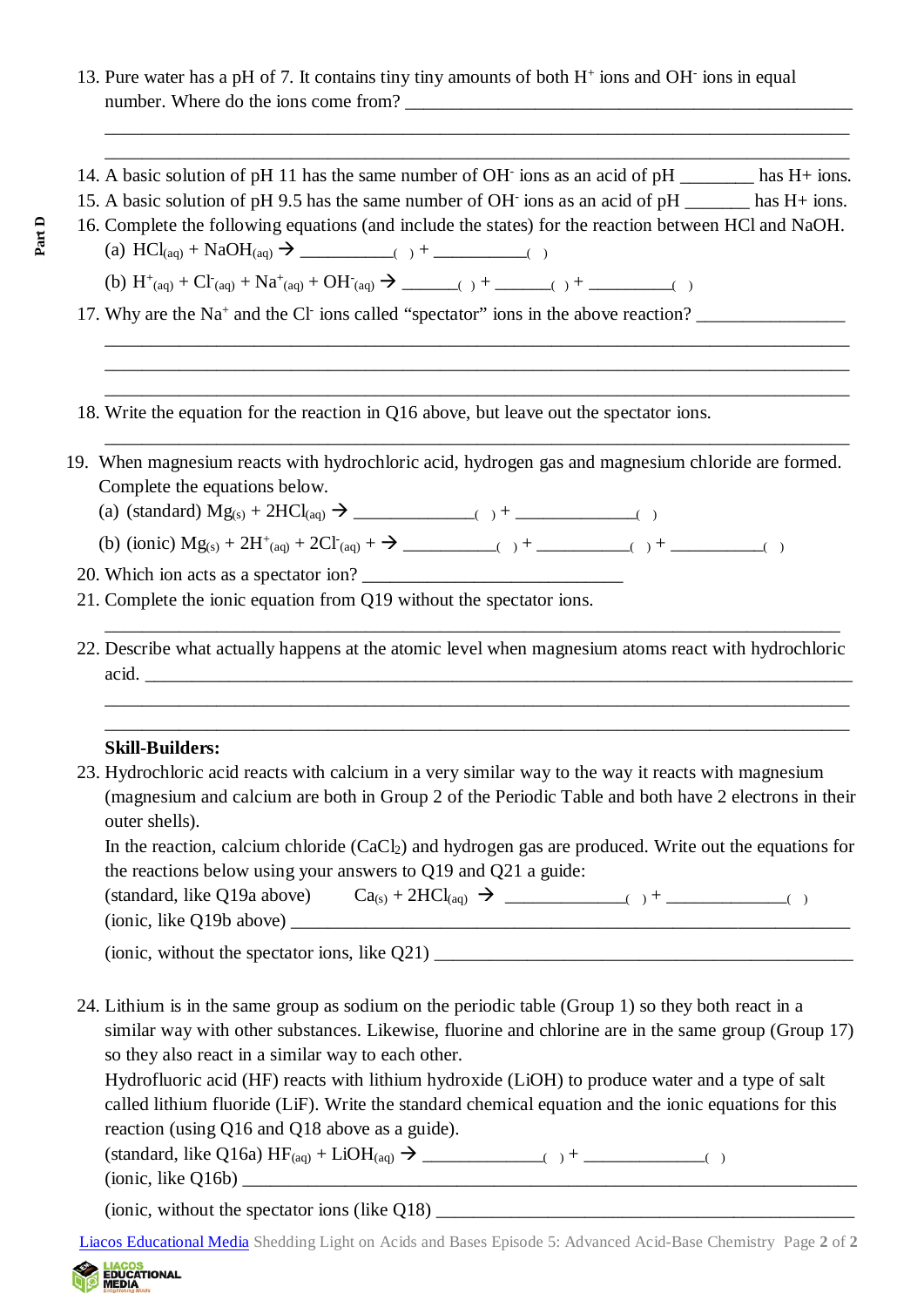13. Pure water has a pH of 7. It contains tiny tiny amounts of both $H^+$ ions and $OH^-$ ions in equal number. Where do the ions come from? ______________________________________________
_______________________________________________________________________________
_______________________________________________________________________________

14. A basic solution of pH 11 has the same number of $OH^-$ ions as an acid of pH ________ has H+ ions.
15. A basic solution of pH 9.5 has the same number of $OH^-$ ions as an acid of pH _______ has H+ ions.
16. Complete the following equations (and include the states) for the reaction between HCl and NaOH.
    (a) $HCl_{(aq)} + NaOH_{(aq)} \rightarrow$ __________( ) + __________( )
    (b) $H^+_{(aq)} + Cl^-_{(aq)} + Na^+_{(aq)} + OH^-_{(aq)} \rightarrow$ ______( ) + ______( ) + _________( )
17. Why are the $Na^+$ and the $Cl^-$ ions called "spectator" ions in the above reaction? _______________
_______________________________________________________________________________
_______________________________________________________________________________
_______________________________________________________________________________

18. Write the equation for the reaction in Q16 above, but leave out the spectator ions.
_______________________________________________________________________________

19. When magnesium reacts with hydrochloric acid, hydrogen gas and magnesium chloride are formed. Complete the equations below.
    (a) (standard) $Mg_{(s)} + 2HCl_{(aq)} \rightarrow$ _____________( ) + _____________( )
    (b) (ionic) $Mg_{(s)} + 2H^+_{(aq)} + 2Cl^-_{(aq)} + \rightarrow$ __________( ) + __________( ) + __________( )
20. Which ion acts as a spectator ion? ____________________________
21. Complete the ionic equation from Q19 without the spectator ions.
_______________________________________________________________________________

22. Describe what actually happens at the atomic level when magnesium atoms react with hydrochloric acid. __________________________________________________________________________
_______________________________________________________________________________
_______________________________________________________________________________

**Skill-Builders:**

23. Hydrochloric acid reacts with calcium in a very similar way to the way it reacts with magnesium (magnesium and calcium are both in Group 2 of the Periodic Table and both have 2 electrons in their outer shells).
    In the reaction, calcium chloride ($CaCl_2$) and hydrogen gas are produced. Write out the equations for the reactions below using your answers to Q19 and Q21 a guide:
    (standard, like Q19a above) $Ca_{(s)} + 2HCl_{(aq)} \rightarrow$ _____________( ) + _____________( )
    (ionic, like Q19b above) ______________________________________________________________
    (ionic, without the spectator ions, like Q21) ______________________________________________

24. Lithium is in the same group as sodium on the periodic table (Group 1) so they both react in a similar way with other substances. Likewise, fluorine and chlorine are in the same group (Group 17) so they also react in a similar way to each other.
    Hydrofluoric acid (HF) reacts with lithium hydroxide (LiOH) to produce water and a type of salt called lithium fluoride (LiF). Write the standard chemical equation and the ionic equations for this reaction (using Q16 and Q18 above as a guide).
    (standard, like Q16a) $HF_{(aq)} + LiOH_{(aq)} \rightarrow$ _____________( ) + _____________( )
    (ionic, like Q16b) ____________________________________________________________________
    (ionic, without the spectator ions (like Q18) ______________________________________________